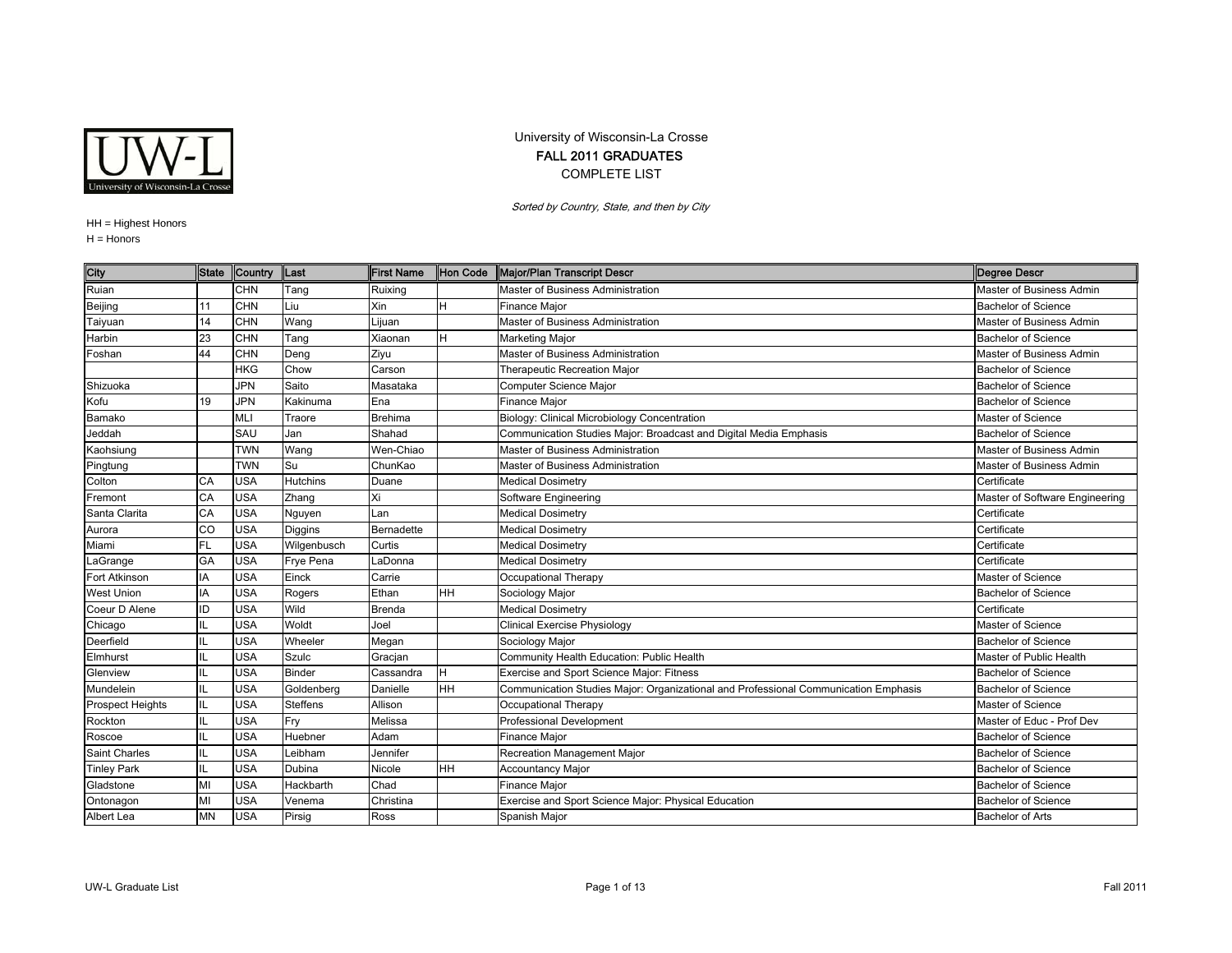University of Wisconsin-La Crosse

**FALL 2011 GRADUATES**

COMPLETE LIST

*Sorted by Country, State, and then by City*

HH = Highest Honors
H = Honors

| City | State | Country | Last | First Name | Hon Code | Major/Plan Transcript Descr | Degree Descr |
|---|---|---|---|---|---|---|---|
| Ruian | | CHN | Tang | Ruixing | | Master of Business Administration | Master of Business Admin |
| Beijing | 11 | CHN | Liu | Xin | H | Finance Major | Bachelor of Science |
| Taiyuan | 14 | CHN | Wang | Lijuan | | Master of Business Administration | Master of Business Admin |
| Harbin | 23 | CHN | Tang | Xiaonan | H | Marketing Major | Bachelor of Science |
| Foshan | 44 | CHN | Deng | Ziyu | | Master of Business Administration | Master of Business Admin |
| | | HKG | Chow | Carson | | Therapeutic Recreation Major | Bachelor of Science |
| Shizuoka | | JPN | Saito | Masataka | | Computer Science Major | Bachelor of Science |
| Kofu | 19 | JPN | Kakinuma | Ena | | Finance Major | Bachelor of Science |
| Bamako | | MLI | Traore | Brehima | | Biology: Clinical Microbiology Concentration | Master of Science |
| Jeddah | | SAU | Jan | Shahad | | Communication Studies Major: Broadcast and Digital Media Emphasis | Bachelor of Science |
| Kaohsiung | | TWN | Wang | Wen-Chiao | | Master of Business Administration | Master of Business Admin |
| Pingtung | | TWN | Su | ChunKao | | Master of Business Administration | Master of Business Admin |
| Colton | CA | USA | Hutchins | Duane | | Medical Dosimetry | Certificate |
| Fremont | CA | USA | Zhang | Xi | | Software Engineering | Master of Software Engineering |
| Santa Clarita | CA | USA | Nguyen | Lan | | Medical Dosimetry | Certificate |
| Aurora | CO | USA | Diggins | Bernadette | | Medical Dosimetry | Certificate |
| Miami | FL | USA | Wilgenbusch | Curtis | | Medical Dosimetry | Certificate |
| LaGrange | GA | USA | Frye Pena | LaDonna | | Medical Dosimetry | Certificate |
| Fort Atkinson | IA | USA | Einck | Carrie | | Occupational Therapy | Master of Science |
| West Union | IA | USA | Rogers | Ethan | HH | Sociology Major | Bachelor of Science |
| Coeur D Alene | ID | USA | Wild | Brenda | | Medical Dosimetry | Certificate |
| Chicago | IL | USA | Woldt | Joel | | Clinical Exercise Physiology | Master of Science |
| Deerfield | IL | USA | Wheeler | Megan | | Sociology Major | Bachelor of Science |
| Elmhurst | IL | USA | Szulc | Gracjan | | Community Health Education: Public Health | Master of Public Health |
| Glenview | IL | USA | Binder | Cassandra | H | Exercise and Sport Science Major: Fitness | Bachelor of Science |
| Mundelein | IL | USA | Goldenberg | Danielle | HH | Communication Studies Major: Organizational and Professional Communication Emphasis | Bachelor of Science |
| Prospect Heights | IL | USA | Steffens | Allison | | Occupational Therapy | Master of Science |
| Rockton | IL | USA | Fry | Melissa | | Professional Development | Master of Educ - Prof Dev |
| Roscoe | IL | USA | Huebner | Adam | | Finance Major | Bachelor of Science |
| Saint Charles | IL | USA | Leibham | Jennifer | | Recreation Management Major | Bachelor of Science |
| Tinley Park | IL | USA | Dubina | Nicole | HH | Accountancy Major | Bachelor of Science |
| Gladstone | MI | USA | Hackbarth | Chad | | Finance Major | Bachelor of Science |
| Ontonagon | MI | USA | Venema | Christina | | Exercise and Sport Science Major: Physical Education | Bachelor of Science |
| Albert Lea | MN | USA | Pirsig | Ross | | Spanish Major | Bachelor of Arts |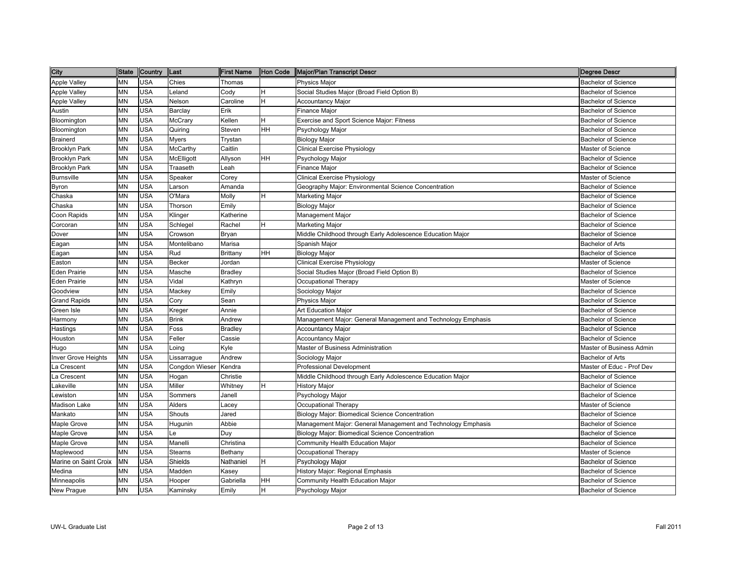| City | State | Country | Last | First Name | Hon Code | Major/Plan Transcript Descr | Degree Descr |
|---|---|---|---|---|---|---|---|
| Apple Valley | MN | USA | Chies | Thomas | | Physics Major | Bachelor of Science |
| Apple Valley | MN | USA | Leland | Cody | H | Social Studies Major (Broad Field Option B) | Bachelor of Science |
| Apple Valley | MN | USA | Nelson | Caroline | H | Accountancy Major | Bachelor of Science |
| Austin | MN | USA | Barclay | Erik | | Finance Major | Bachelor of Science |
| Bloomington | MN | USA | McCrary | Kellen | H | Exercise and Sport Science Major: Fitness | Bachelor of Science |
| Bloomington | MN | USA | Quiring | Steven | HH | Psychology Major | Bachelor of Science |
| Brainerd | MN | USA | Myers | Trystan | | Biology Major | Bachelor of Science |
| Brooklyn Park | MN | USA | McCarthy | Caitlin | | Clinical Exercise Physiology | Master of Science |
| Brooklyn Park | MN | USA | McElligott | Allyson | HH | Psychology Major | Bachelor of Science |
| Brooklyn Park | MN | USA | Traaseth | Leah | | Finance Major | Bachelor of Science |
| Burnsville | MN | USA | Speaker | Corey | | Clinical Exercise Physiology | Master of Science |
| Byron | MN | USA | Larson | Amanda | | Geography Major: Environmental Science Concentration | Bachelor of Science |
| Chaska | MN | USA | O'Mara | Molly | H | Marketing Major | Bachelor of Science |
| Chaska | MN | USA | Thorson | Emily | | Biology Major | Bachelor of Science |
| Coon Rapids | MN | USA | Klinger | Katherine | | Management Major | Bachelor of Science |
| Corcoran | MN | USA | Schlegel | Rachel | H | Marketing Major | Bachelor of Science |
| Dover | MN | USA | Crowson | Bryan | | Middle Childhood through Early Adolescence Education Major | Bachelor of Science |
| Eagan | MN | USA | Montelibano | Marisa | | Spanish Major | Bachelor of Arts |
| Eagan | MN | USA | Rud | Brittany | HH | Biology Major | Bachelor of Science |
| Easton | MN | USA | Becker | Jordan | | Clinical Exercise Physiology | Master of Science |
| Eden Prairie | MN | USA | Masche | Bradley | | Social Studies Major (Broad Field Option B) | Bachelor of Science |
| Eden Prairie | MN | USA | Vidal | Kathryn | | Occupational Therapy | Master of Science |
| Goodview | MN | USA | Mackey | Emily | | Sociology Major | Bachelor of Science |
| Grand Rapids | MN | USA | Cory | Sean | | Physics Major | Bachelor of Science |
| Green Isle | MN | USA | Kreger | Annie | | Art Education Major | Bachelor of Science |
| Harmony | MN | USA | Brink | Andrew | | Management Major: General Management and Technology Emphasis | Bachelor of Science |
| Hastings | MN | USA | Foss | Bradley | | Accountancy Major | Bachelor of Science |
| Houston | MN | USA | Feller | Cassie | | Accountancy Major | Bachelor of Science |
| Hugo | MN | USA | Loing | Kyle | | Master of Business Administration | Master of Business Admin |
| Inver Grove Heights | MN | USA | Lissarrague | Andrew | | Sociology Major | Bachelor of Arts |
| La Crescent | MN | USA | Congdon Wieser | Kendra | | Professional Development | Master of Educ - Prof Dev |
| La Crescent | MN | USA | Hogan | Christie | | Middle Childhood through Early Adolescence Education Major | Bachelor of Science |
| Lakeville | MN | USA | Miller | Whitney | H | History Major | Bachelor of Science |
| Lewiston | MN | USA | Sommers | Janell | | Psychology Major | Bachelor of Science |
| Madison Lake | MN | USA | Alders | Lacey | | Occupational Therapy | Master of Science |
| Mankato | MN | USA | Shouts | Jared | | Biology Major: Biomedical Science Concentration | Bachelor of Science |
| Maple Grove | MN | USA | Hugunin | Abbie | | Management Major: General Management and Technology Emphasis | Bachelor of Science |
| Maple Grove | MN | USA | Le | Duy | | Biology Major: Biomedical Science Concentration | Bachelor of Science |
| Maple Grove | MN | USA | Manelli | Christina | | Community Health Education Major | Bachelor of Science |
| Maplewood | MN | USA | Stearns | Bethany | | Occupational Therapy | Master of Science |
| Marine on Saint Croix | MN | USA | Shields | Nathaniel | H | Psychology Major | Bachelor of Science |
| Medina | MN | USA | Madden | Kasey | | History Major: Regional Emphasis | Bachelor of Science |
| Minneapolis | MN | USA | Hooper | Gabriella | HH | Community Health Education Major | Bachelor of Science |
| New Prague | MN | USA | Kaminsky | Emily | H | Psychology Major | Bachelor of Science |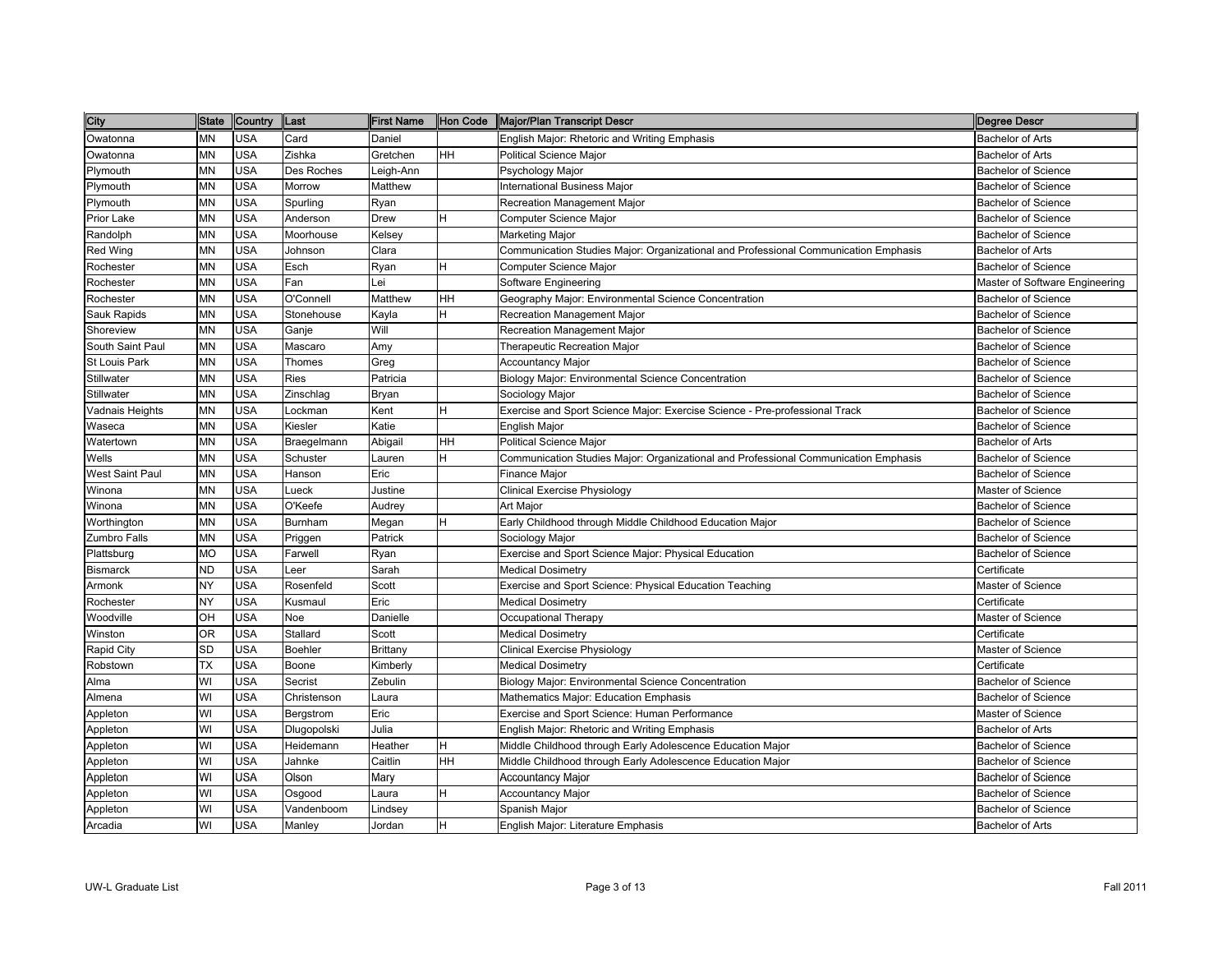| City | State | Country | Last | First Name | Hon Code | Major/Plan Transcript Descr | Degree Descr |
|---|---|---|---|---|---|---|---|
| Owatonna | MN | USA | Card | Daniel | | English Major: Rhetoric and Writing Emphasis | Bachelor of Arts |
| Owatonna | MN | USA | Zishka | Gretchen | HH | Political Science Major | Bachelor of Arts |
| Plymouth | MN | USA | Des Roches | Leigh-Ann | | Psychology Major | Bachelor of Science |
| Plymouth | MN | USA | Morrow | Matthew | | International Business Major | Bachelor of Science |
| Plymouth | MN | USA | Spurling | Ryan | | Recreation Management Major | Bachelor of Science |
| Prior Lake | MN | USA | Anderson | Drew | H | Computer Science Major | Bachelor of Science |
| Randolph | MN | USA | Moorhouse | Kelsey | | Marketing Major | Bachelor of Science |
| Red Wing | MN | USA | Johnson | Clara | | Communication Studies Major: Organizational and Professional Communication Emphasis | Bachelor of Arts |
| Rochester | MN | USA | Esch | Ryan | H | Computer Science Major | Bachelor of Science |
| Rochester | MN | USA | Fan | Lei | | Software Engineering | Master of Software Engineering |
| Rochester | MN | USA | O'Connell | Matthew | HH | Geography Major: Environmental Science Concentration | Bachelor of Science |
| Sauk Rapids | MN | USA | Stonehouse | Kayla | H | Recreation Management Major | Bachelor of Science |
| Shoreview | MN | USA | Ganje | Will | | Recreation Management Major | Bachelor of Science |
| South Saint Paul | MN | USA | Mascaro | Amy | | Therapeutic Recreation Major | Bachelor of Science |
| St Louis Park | MN | USA | Thomes | Greg | | Accountancy Major | Bachelor of Science |
| Stillwater | MN | USA | Ries | Patricia | | Biology Major: Environmental Science Concentration | Bachelor of Science |
| Stillwater | MN | USA | Zinschlag | Bryan | | Sociology Major | Bachelor of Science |
| Vadnais Heights | MN | USA | Lockman | Kent | H | Exercise and Sport Science Major: Exercise Science - Pre-professional Track | Bachelor of Science |
| Waseca | MN | USA | Kiesler | Katie | | English Major | Bachelor of Science |
| Watertown | MN | USA | Braegelmann | Abigail | HH | Political Science Major | Bachelor of Arts |
| Wells | MN | USA | Schuster | Lauren | H | Communication Studies Major: Organizational and Professional Communication Emphasis | Bachelor of Science |
| West Saint Paul | MN | USA | Hanson | Eric | | Finance Major | Bachelor of Science |
| Winona | MN | USA | Lueck | Justine | | Clinical Exercise Physiology | Master of Science |
| Winona | MN | USA | O'Keefe | Audrey | | Art Major | Bachelor of Science |
| Worthington | MN | USA | Burnham | Megan | H | Early Childhood through Middle Childhood Education Major | Bachelor of Science |
| Zumbro Falls | MN | USA | Priggen | Patrick | | Sociology Major | Bachelor of Science |
| Plattsburg | MO | USA | Farwell | Ryan | | Exercise and Sport Science Major: Physical Education | Bachelor of Science |
| Bismarck | ND | USA | Leer | Sarah | | Medical Dosimetry | Certificate |
| Armonk | NY | USA | Rosenfeld | Scott | | Exercise and Sport Science: Physical Education Teaching | Master of Science |
| Rochester | NY | USA | Kusmaul | Eric | | Medical Dosimetry | Certificate |
| Woodville | OH | USA | Noe | Danielle | | Occupational Therapy | Master of Science |
| Winston | OR | USA | Stallard | Scott | | Medical Dosimetry | Certificate |
| Rapid City | SD | USA | Boehler | Brittany | | Clinical Exercise Physiology | Master of Science |
| Robstown | TX | USA | Boone | Kimberly | | Medical Dosimetry | Certificate |
| Alma | WI | USA | Secrist | Zebulin | | Biology Major: Environmental Science Concentration | Bachelor of Science |
| Almena | WI | USA | Christenson | Laura | | Mathematics Major: Education Emphasis | Bachelor of Science |
| Appleton | WI | USA | Bergstrom | Eric | | Exercise and Sport Science: Human Performance | Master of Science |
| Appleton | WI | USA | Dlugopolski | Julia | | English Major: Rhetoric and Writing Emphasis | Bachelor of Arts |
| Appleton | WI | USA | Heidemann | Heather | H | Middle Childhood through Early Adolescence Education Major | Bachelor of Science |
| Appleton | WI | USA | Jahnke | Caitlin | HH | Middle Childhood through Early Adolescence Education Major | Bachelor of Science |
| Appleton | WI | USA | Olson | Mary | | Accountancy Major | Bachelor of Science |
| Appleton | WI | USA | Osgood | Laura | H | Accountancy Major | Bachelor of Science |
| Appleton | WI | USA | Vandenboom | Lindsey | | Spanish Major | Bachelor of Science |
| Arcadia | WI | USA | Manley | Jordan | H | English Major: Literature Emphasis | Bachelor of Arts |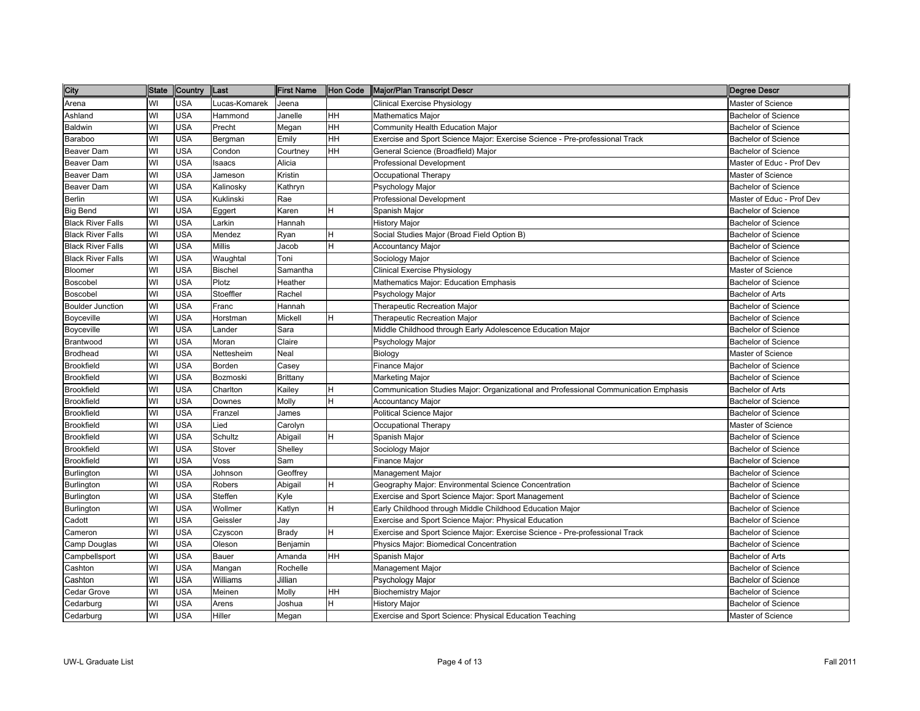| City | State | Country | Last | First Name | Hon Code | Major/Plan Transcript Descr | Degree Descr |
|---|---|---|---|---|---|---|---|
| Arena | WI | USA | Lucas-Komarek | Jeena | | Clinical Exercise Physiology | Master of Science |
| Ashland | WI | USA | Hammond | Janelle | HH | Mathematics Major | Bachelor of Science |
| Baldwin | WI | USA | Precht | Megan | HH | Community Health Education Major | Bachelor of Science |
| Baraboo | WI | USA | Bergman | Emily | HH | Exercise and Sport Science Major: Exercise Science - Pre-professional Track | Bachelor of Science |
| Beaver Dam | WI | USA | Condon | Courtney | HH | General Science (Broadfield) Major | Bachelor of Science |
| Beaver Dam | WI | USA | Isaacs | Alicia | | Professional Development | Master of Educ - Prof Dev |
| Beaver Dam | WI | USA | Jameson | Kristin | | Occupational Therapy | Master of Science |
| Beaver Dam | WI | USA | Kalinosky | Kathryn | | Psychology Major | Bachelor of Science |
| Berlin | WI | USA | Kuklinski | Rae | | Professional Development | Master of Educ - Prof Dev |
| Big Bend | WI | USA | Eggert | Karen | H | Spanish Major | Bachelor of Science |
| Black River Falls | WI | USA | Larkin | Hannah | | History Major | Bachelor of Science |
| Black River Falls | WI | USA | Mendez | Ryan | H | Social Studies Major (Broad Field Option B) | Bachelor of Science |
| Black River Falls | WI | USA | Millis | Jacob | H | Accountancy Major | Bachelor of Science |
| Black River Falls | WI | USA | Waughtal | Toni | | Sociology Major | Bachelor of Science |
| Bloomer | WI | USA | Bischel | Samantha | | Clinical Exercise Physiology | Master of Science |
| Boscobel | WI | USA | Plotz | Heather | | Mathematics Major: Education Emphasis | Bachelor of Science |
| Boscobel | WI | USA | Stoeffler | Rachel | | Psychology Major | Bachelor of Arts |
| Boulder Junction | WI | USA | Franc | Hannah | | Therapeutic Recreation Major | Bachelor of Science |
| Boyceville | WI | USA | Horstman | Mickell | H | Therapeutic Recreation Major | Bachelor of Science |
| Boyceville | WI | USA | Lander | Sara | | Middle Childhood through Early Adolescence Education Major | Bachelor of Science |
| Brantwood | WI | USA | Moran | Claire | | Psychology Major | Bachelor of Science |
| Brodhead | WI | USA | Nettesheim | Neal | | Biology | Master of Science |
| Brookfield | WI | USA | Borden | Casey | | Finance Major | Bachelor of Science |
| Brookfield | WI | USA | Bozmoski | Brittany | | Marketing Major | Bachelor of Science |
| Brookfield | WI | USA | Charlton | Kailey | H | Communication Studies Major: Organizational and Professional Communication Emphasis | Bachelor of Arts |
| Brookfield | WI | USA | Downes | Molly | H | Accountancy Major | Bachelor of Science |
| Brookfield | WI | USA | Franzel | James | | Political Science Major | Bachelor of Science |
| Brookfield | WI | USA | Lied | Carolyn | | Occupational Therapy | Master of Science |
| Brookfield | WI | USA | Schultz | Abigail | H | Spanish Major | Bachelor of Science |
| Brookfield | WI | USA | Stover | Shelley | | Sociology Major | Bachelor of Science |
| Brookfield | WI | USA | Voss | Sam | | Finance Major | Bachelor of Science |
| Burlington | WI | USA | Johnson | Geoffrey | | Management Major | Bachelor of Science |
| Burlington | WI | USA | Robers | Abigail | H | Geography Major: Environmental Science Concentration | Bachelor of Science |
| Burlington | WI | USA | Steffen | Kyle | | Exercise and Sport Science Major: Sport Management | Bachelor of Science |
| Burlington | WI | USA | Wollmer | Katlyn | H | Early Childhood through Middle Childhood Education Major | Bachelor of Science |
| Cadott | WI | USA | Geissler | Jay | | Exercise and Sport Science Major: Physical Education | Bachelor of Science |
| Cameron | WI | USA | Czyscon | Brady | H | Exercise and Sport Science Major: Exercise Science - Pre-professional Track | Bachelor of Science |
| Camp Douglas | WI | USA | Oleson | Benjamin | | Physics Major: Biomedical Concentration | Bachelor of Science |
| Campbellsport | WI | USA | Bauer | Amanda | HH | Spanish Major | Bachelor of Arts |
| Cashton | WI | USA | Mangan | Rochelle | | Management Major | Bachelor of Science |
| Cashton | WI | USA | Williams | Jillian | | Psychology Major | Bachelor of Science |
| Cedar Grove | WI | USA | Meinen | Molly | HH | Biochemistry Major | Bachelor of Science |
| Cedarburg | WI | USA | Arens | Joshua | H | History Major | Bachelor of Science |
| Cedarburg | WI | USA | Hiller | Megan | | Exercise and Sport Science: Physical Education Teaching | Master of Science |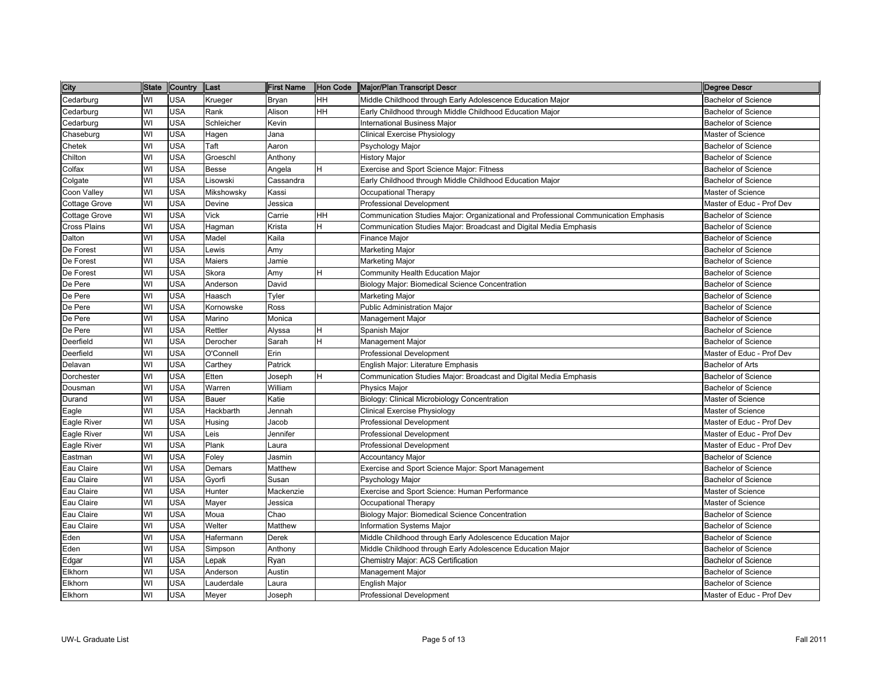| City | State | Country | Last | First Name | Hon Code | Major/Plan Transcript Descr | Degree Descr |
|---|---|---|---|---|---|---|---|
| Cedarburg | WI | USA | Krueger | Bryan | HH | Middle Childhood through Early Adolescence Education Major | Bachelor of Science |
| Cedarburg | WI | USA | Rank | Alison | HH | Early Childhood through Middle Childhood Education Major | Bachelor of Science |
| Cedarburg | WI | USA | Schleicher | Kevin | | International Business Major | Bachelor of Science |
| Chaseburg | WI | USA | Hagen | Jana | | Clinical Exercise Physiology | Master of Science |
| Chetek | WI | USA | Taft | Aaron | | Psychology Major | Bachelor of Science |
| Chilton | WI | USA | Groeschl | Anthony | | History Major | Bachelor of Science |
| Colfax | WI | USA | Besse | Angela | H | Exercise and Sport Science Major: Fitness | Bachelor of Science |
| Colgate | WI | USA | Lisowski | Cassandra | | Early Childhood through Middle Childhood Education Major | Bachelor of Science |
| Coon Valley | WI | USA | Mikshowsky | Kassi | | Occupational Therapy | Master of Science |
| Cottage Grove | WI | USA | Devine | Jessica | | Professional Development | Master of Educ - Prof Dev |
| Cottage Grove | WI | USA | Vick | Carrie | HH | Communication Studies Major: Organizational and Professional Communication Emphasis | Bachelor of Science |
| Cross Plains | WI | USA | Hagman | Krista | H | Communication Studies Major: Broadcast and Digital Media Emphasis | Bachelor of Science |
| Dalton | WI | USA | Madel | Kaila | | Finance Major | Bachelor of Science |
| De Forest | WI | USA | Lewis | Amy | | Marketing Major | Bachelor of Science |
| De Forest | WI | USA | Maiers | Jamie | | Marketing Major | Bachelor of Science |
| De Forest | WI | USA | Skora | Amy | H | Community Health Education Major | Bachelor of Science |
| De Pere | WI | USA | Anderson | David | | Biology Major: Biomedical Science Concentration | Bachelor of Science |
| De Pere | WI | USA | Haasch | Tyler | | Marketing Major | Bachelor of Science |
| De Pere | WI | USA | Kornowske | Ross | | Public Administration Major | Bachelor of Science |
| De Pere | WI | USA | Marino | Monica | | Management Major | Bachelor of Science |
| De Pere | WI | USA | Rettler | Alyssa | H | Spanish Major | Bachelor of Science |
| Deerfield | WI | USA | Derocher | Sarah | H | Management Major | Bachelor of Science |
| Deerfield | WI | USA | O'Connell | Erin | | Professional Development | Master of Educ - Prof Dev |
| Delavan | WI | USA | Carthey | Patrick | | English Major: Literature Emphasis | Bachelor of Arts |
| Dorchester | WI | USA | Etten | Joseph | H | Communication Studies Major: Broadcast and Digital Media Emphasis | Bachelor of Science |
| Dousman | WI | USA | Warren | William | | Physics Major | Bachelor of Science |
| Durand | WI | USA | Bauer | Katie | | Biology: Clinical Microbiology Concentration | Master of Science |
| Eagle | WI | USA | Hackbarth | Jennah | | Clinical Exercise Physiology | Master of Science |
| Eagle River | WI | USA | Husing | Jacob | | Professional Development | Master of Educ - Prof Dev |
| Eagle River | WI | USA | Leis | Jennifer | | Professional Development | Master of Educ - Prof Dev |
| Eagle River | WI | USA | Plank | Laura | | Professional Development | Master of Educ - Prof Dev |
| Eastman | WI | USA | Foley | Jasmin | | Accountancy Major | Bachelor of Science |
| Eau Claire | WI | USA | Demars | Matthew | | Exercise and Sport Science Major: Sport Management | Bachelor of Science |
| Eau Claire | WI | USA | Gyorfi | Susan | | Psychology Major | Bachelor of Science |
| Eau Claire | WI | USA | Hunter | Mackenzie | | Exercise and Sport Science: Human Performance | Master of Science |
| Eau Claire | WI | USA | Mayer | Jessica | | Occupational Therapy | Master of Science |
| Eau Claire | WI | USA | Moua | Chao | | Biology Major: Biomedical Science Concentration | Bachelor of Science |
| Eau Claire | WI | USA | Welter | Matthew | | Information Systems Major | Bachelor of Science |
| Eden | WI | USA | Hafermann | Derek | | Middle Childhood through Early Adolescence Education Major | Bachelor of Science |
| Eden | WI | USA | Simpson | Anthony | | Middle Childhood through Early Adolescence Education Major | Bachelor of Science |
| Edgar | WI | USA | Lepak | Ryan | | Chemistry Major: ACS Certification | Bachelor of Science |
| Elkhorn | WI | USA | Anderson | Austin | | Management Major | Bachelor of Science |
| Elkhorn | WI | USA | Lauderdale | Laura | | English Major | Bachelor of Science |
| Elkhorn | WI | USA | Meyer | Joseph | | Professional Development | Master of Educ - Prof Dev |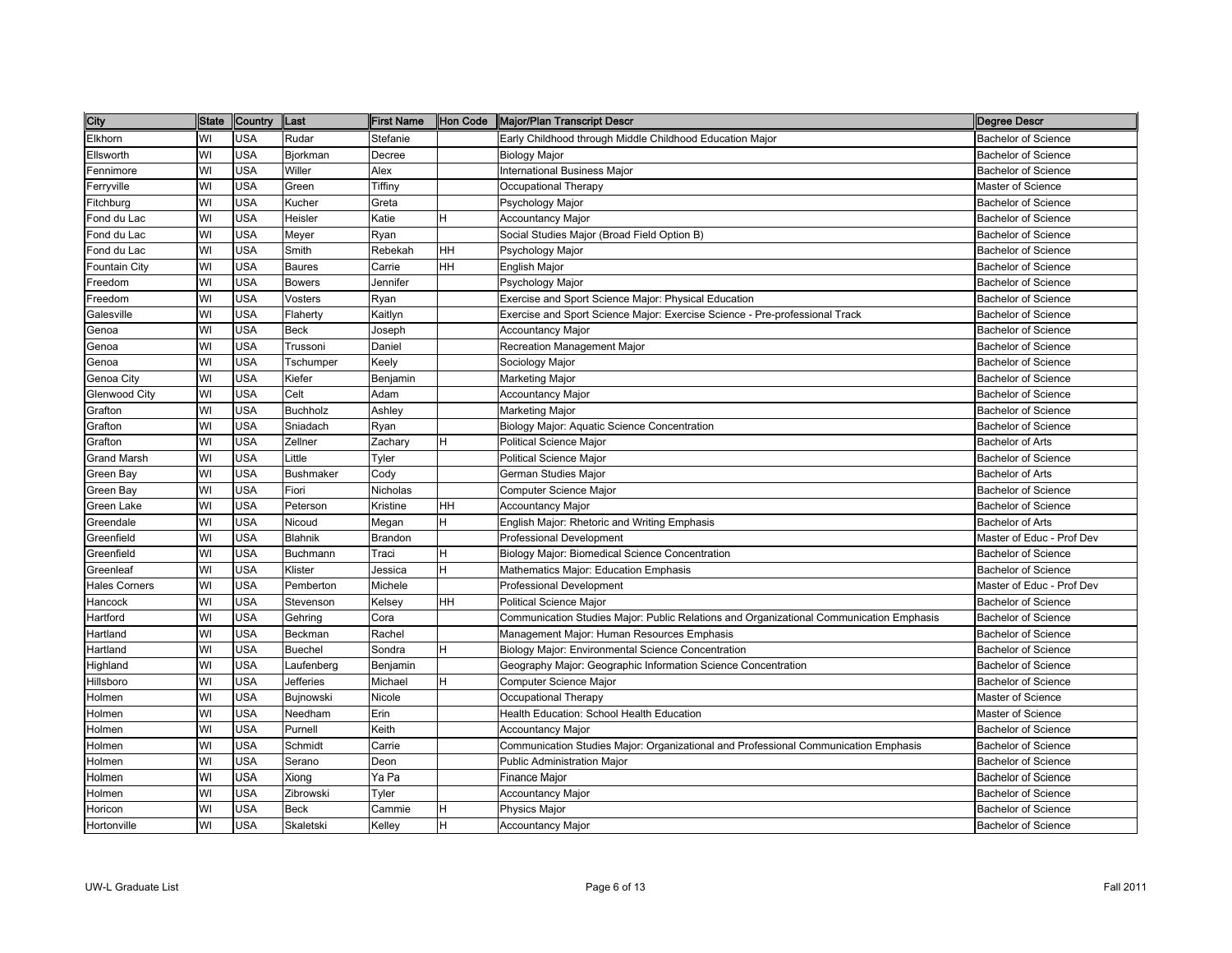| City | State | Country | Last | First Name | Hon Code | Major/Plan Transcript Descr | Degree Descr |
|---|---|---|---|---|---|---|---|
| Elkhorn | WI | USA | Rudar | Stefanie | | Early Childhood through Middle Childhood Education Major | Bachelor of Science |
| Ellsworth | WI | USA | Bjorkman | Decree | | Biology Major | Bachelor of Science |
| Fennimore | WI | USA | Willer | Alex | | International Business Major | Bachelor of Science |
| Ferryville | WI | USA | Green | Tiffiny | | Occupational Therapy | Master of Science |
| Fitchburg | WI | USA | Kucher | Greta | | Psychology Major | Bachelor of Science |
| Fond du Lac | WI | USA | Heisler | Katie | H | Accountancy Major | Bachelor of Science |
| Fond du Lac | WI | USA | Meyer | Ryan | | Social Studies Major (Broad Field Option B) | Bachelor of Science |
| Fond du Lac | WI | USA | Smith | Rebekah | HH | Psychology Major | Bachelor of Science |
| Fountain City | WI | USA | Baures | Carrie | HH | English Major | Bachelor of Science |
| Freedom | WI | USA | Bowers | Jennifer | | Psychology Major | Bachelor of Science |
| Freedom | WI | USA | Vosters | Ryan | | Exercise and Sport Science Major: Physical Education | Bachelor of Science |
| Galesville | WI | USA | Flaherty | Kaitlyn | | Exercise and Sport Science Major: Exercise Science - Pre-professional Track | Bachelor of Science |
| Genoa | WI | USA | Beck | Joseph | | Accountancy Major | Bachelor of Science |
| Genoa | WI | USA | Trussoni | Daniel | | Recreation Management Major | Bachelor of Science |
| Genoa | WI | USA | Tschumper | Keely | | Sociology Major | Bachelor of Science |
| Genoa City | WI | USA | Kiefer | Benjamin | | Marketing Major | Bachelor of Science |
| Glenwood City | WI | USA | Celt | Adam | | Accountancy Major | Bachelor of Science |
| Grafton | WI | USA | Buchholz | Ashley | | Marketing Major | Bachelor of Science |
| Grafton | WI | USA | Sniadach | Ryan | | Biology Major: Aquatic Science Concentration | Bachelor of Science |
| Grafton | WI | USA | Zellner | Zachary | H | Political Science Major | Bachelor of Arts |
| Grand Marsh | WI | USA | Little | Tyler | | Political Science Major | Bachelor of Science |
| Green Bay | WI | USA | Bushmaker | Cody | | German Studies Major | Bachelor of Arts |
| Green Bay | WI | USA | Fiori | Nicholas | | Computer Science Major | Bachelor of Science |
| Green Lake | WI | USA | Peterson | Kristine | HH | Accountancy Major | Bachelor of Science |
| Greendale | WI | USA | Nicoud | Megan | H | English Major: Rhetoric and Writing Emphasis | Bachelor of Arts |
| Greenfield | WI | USA | Blahnik | Brandon | | Professional Development | Master of Educ - Prof Dev |
| Greenfield | WI | USA | Buchmann | Traci | H | Biology Major: Biomedical Science Concentration | Bachelor of Science |
| Greenleaf | WI | USA | Klister | Jessica | H | Mathematics Major: Education Emphasis | Bachelor of Science |
| Hales Corners | WI | USA | Pemberton | Michele | | Professional Development | Master of Educ - Prof Dev |
| Hancock | WI | USA | Stevenson | Kelsey | HH | Political Science Major | Bachelor of Science |
| Hartford | WI | USA | Gehring | Cora | | Communication Studies Major: Public Relations and Organizational Communication Emphasis | Bachelor of Science |
| Hartland | WI | USA | Beckman | Rachel | | Management Major: Human Resources Emphasis | Bachelor of Science |
| Hartland | WI | USA | Buechel | Sondra | H | Biology Major: Environmental Science Concentration | Bachelor of Science |
| Highland | WI | USA | Laufenberg | Benjamin | | Geography Major: Geographic Information Science Concentration | Bachelor of Science |
| Hillsboro | WI | USA | Jefferies | Michael | H | Computer Science Major | Bachelor of Science |
| Holmen | WI | USA | Bujnowski | Nicole | | Occupational Therapy | Master of Science |
| Holmen | WI | USA | Needham | Erin | | Health Education: School Health Education | Master of Science |
| Holmen | WI | USA | Purnell | Keith | | Accountancy Major | Bachelor of Science |
| Holmen | WI | USA | Schmidt | Carrie | | Communication Studies Major: Organizational and Professional Communication Emphasis | Bachelor of Science |
| Holmen | WI | USA | Serano | Deon | | Public Administration Major | Bachelor of Science |
| Holmen | WI | USA | Xiong | Ya Pa | | Finance Major | Bachelor of Science |
| Holmen | WI | USA | Zibrowski | Tyler | | Accountancy Major | Bachelor of Science |
| Horicon | WI | USA | Beck | Cammie | H | Physics Major | Bachelor of Science |
| Hortonville | WI | USA | Skaletski | Kelley | H | Accountancy Major | Bachelor of Science |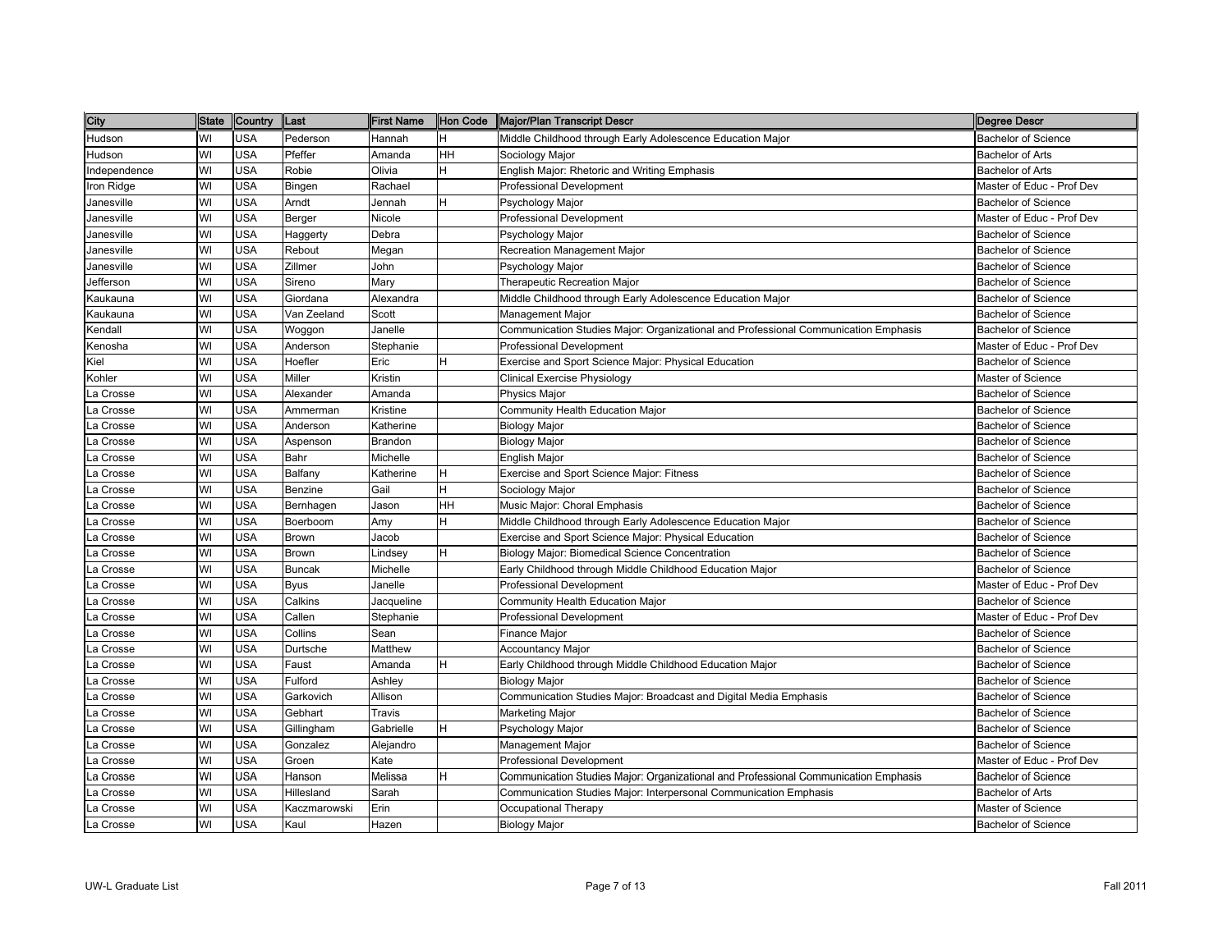| City | State | Country | Last | First Name | Hon Code | Major/Plan Transcript Descr | Degree Descr |
|---|---|---|---|---|---|---|---|
| Hudson | WI | USA | Pederson | Hannah | H | Middle Childhood through Early Adolescence Education Major | Bachelor of Science |
| Hudson | WI | USA | Pfeffer | Amanda | HH | Sociology Major | Bachelor of Arts |
| Independence | WI | USA | Robie | Olivia | H | English Major: Rhetoric and Writing Emphasis | Bachelor of Arts |
| Iron Ridge | WI | USA | Bingen | Rachael | | Professional Development | Master of Educ - Prof Dev |
| Janesville | WI | USA | Arndt | Jennah | H | Psychology Major | Bachelor of Science |
| Janesville | WI | USA | Berger | Nicole | | Professional Development | Master of Educ - Prof Dev |
| Janesville | WI | USA | Haggerty | Debra | | Psychology Major | Bachelor of Science |
| Janesville | WI | USA | Rebout | Megan | | Recreation Management Major | Bachelor of Science |
| Janesville | WI | USA | Zillmer | John | | Psychology Major | Bachelor of Science |
| Jefferson | WI | USA | Sireno | Mary | | Therapeutic Recreation Major | Bachelor of Science |
| Kaukauna | WI | USA | Giordana | Alexandra | | Middle Childhood through Early Adolescence Education Major | Bachelor of Science |
| Kaukauna | WI | USA | Van Zeeland | Scott | | Management Major | Bachelor of Science |
| Kendall | WI | USA | Woggon | Janelle | | Communication Studies Major: Organizational and Professional Communication Emphasis | Bachelor of Science |
| Kenosha | WI | USA | Anderson | Stephanie | | Professional Development | Master of Educ - Prof Dev |
| Kiel | WI | USA | Hoefler | Eric | H | Exercise and Sport Science Major: Physical Education | Bachelor of Science |
| Kohler | WI | USA | Miller | Kristin | | Clinical Exercise Physiology | Master of Science |
| La Crosse | WI | USA | Alexander | Amanda | | Physics Major | Bachelor of Science |
| La Crosse | WI | USA | Ammerman | Kristine | | Community Health Education Major | Bachelor of Science |
| La Crosse | WI | USA | Anderson | Katherine | | Biology Major | Bachelor of Science |
| La Crosse | WI | USA | Aspenson | Brandon | | Biology Major | Bachelor of Science |
| La Crosse | WI | USA | Bahr | Michelle | | English Major | Bachelor of Science |
| La Crosse | WI | USA | Balfany | Katherine | H | Exercise and Sport Science Major: Fitness | Bachelor of Science |
| La Crosse | WI | USA | Benzine | Gail | H | Sociology Major | Bachelor of Science |
| La Crosse | WI | USA | Bernhagen | Jason | HH | Music Major: Choral Emphasis | Bachelor of Science |
| La Crosse | WI | USA | Boerboom | Amy | H | Middle Childhood through Early Adolescence Education Major | Bachelor of Science |
| La Crosse | WI | USA | Brown | Jacob | | Exercise and Sport Science Major: Physical Education | Bachelor of Science |
| La Crosse | WI | USA | Brown | Lindsey | H | Biology Major: Biomedical Science Concentration | Bachelor of Science |
| La Crosse | WI | USA | Buncak | Michelle | | Early Childhood through Middle Childhood Education Major | Bachelor of Science |
| La Crosse | WI | USA | Byus | Janelle | | Professional Development | Master of Educ - Prof Dev |
| La Crosse | WI | USA | Calkins | Jacqueline | | Community Health Education Major | Bachelor of Science |
| La Crosse | WI | USA | Callen | Stephanie | | Professional Development | Master of Educ - Prof Dev |
| La Crosse | WI | USA | Collins | Sean | | Finance Major | Bachelor of Science |
| La Crosse | WI | USA | Durtsche | Matthew | | Accountancy Major | Bachelor of Science |
| La Crosse | WI | USA | Faust | Amanda | H | Early Childhood through Middle Childhood Education Major | Bachelor of Science |
| La Crosse | WI | USA | Fulford | Ashley | | Biology Major | Bachelor of Science |
| La Crosse | WI | USA | Garkovich | Allison | | Communication Studies Major: Broadcast and Digital Media Emphasis | Bachelor of Science |
| La Crosse | WI | USA | Gebhart | Travis | | Marketing Major | Bachelor of Science |
| La Crosse | WI | USA | Gillingham | Gabrielle | H | Psychology Major | Bachelor of Science |
| La Crosse | WI | USA | Gonzalez | Alejandro | | Management Major | Bachelor of Science |
| La Crosse | WI | USA | Groen | Kate | | Professional Development | Master of Educ - Prof Dev |
| La Crosse | WI | USA | Hanson | Melissa | H | Communication Studies Major: Organizational and Professional Communication Emphasis | Bachelor of Science |
| La Crosse | WI | USA | Hillesland | Sarah | | Communication Studies Major: Interpersonal Communication Emphasis | Bachelor of Arts |
| La Crosse | WI | USA | Kaczmarowski | Erin | | Occupational Therapy | Master of Science |
| La Crosse | WI | USA | Kaul | Hazen | | Biology Major | Bachelor of Science |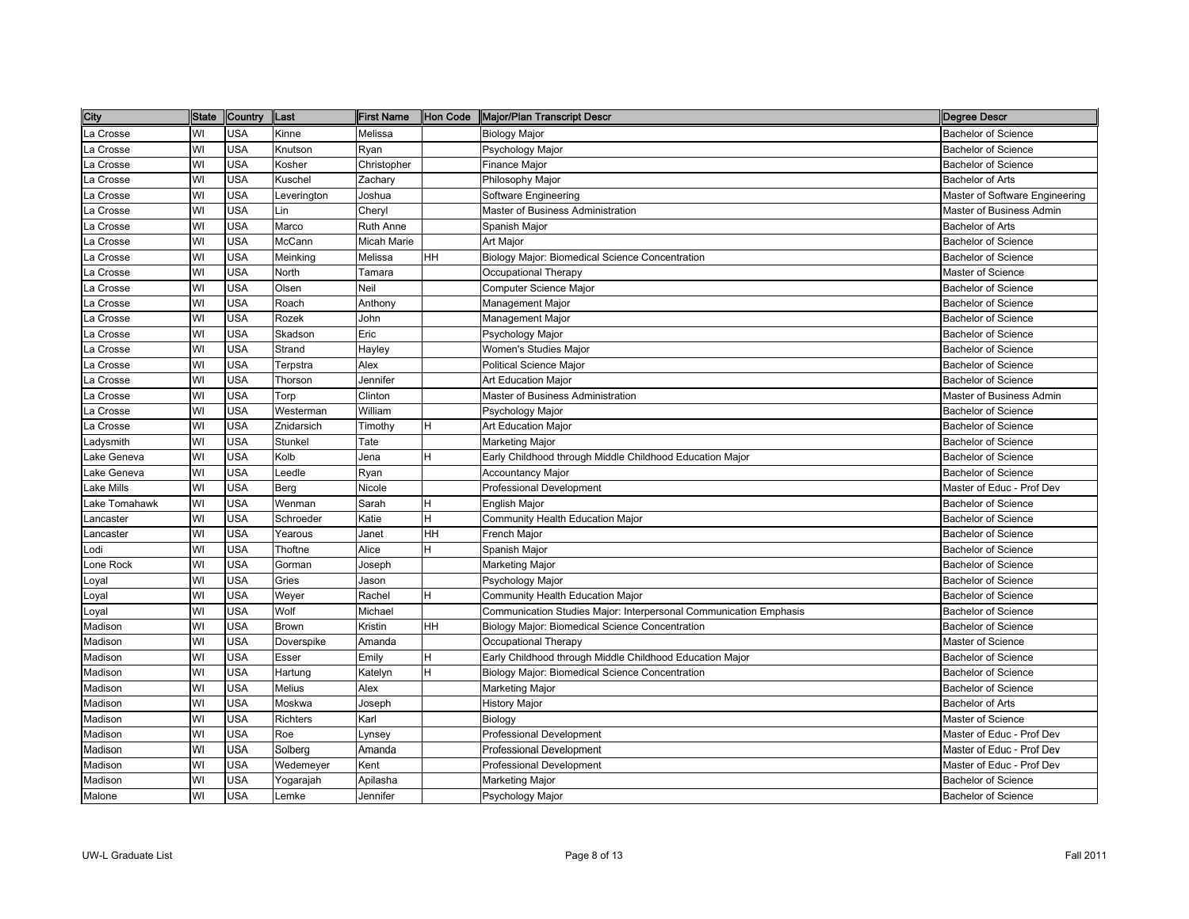| City | State | Country | Last | First Name | Hon Code | Major/Plan Transcript Descr | Degree Descr |
|---|---|---|---|---|---|---|---|
| La Crosse | WI | USA | Kinne | Melissa | | Biology Major | Bachelor of Science |
| La Crosse | WI | USA | Knutson | Ryan | | Psychology Major | Bachelor of Science |
| La Crosse | WI | USA | Kosher | Christopher | | Finance Major | Bachelor of Science |
| La Crosse | WI | USA | Kuschel | Zachary | | Philosophy Major | Bachelor of Arts |
| La Crosse | WI | USA | Leverington | Joshua | | Software Engineering | Master of Software Engineering |
| La Crosse | WI | USA | Lin | Cheryl | | Master of Business Administration | Master of Business Admin |
| La Crosse | WI | USA | Marco | Ruth Anne | | Spanish Major | Bachelor of Arts |
| La Crosse | WI | USA | McCann | Micah Marie | | Art Major | Bachelor of Science |
| La Crosse | WI | USA | Meinking | Melissa | HH | Biology Major: Biomedical Science Concentration | Bachelor of Science |
| La Crosse | WI | USA | North | Tamara | | Occupational Therapy | Master of Science |
| La Crosse | WI | USA | Olsen | Neil | | Computer Science Major | Bachelor of Science |
| La Crosse | WI | USA | Roach | Anthony | | Management Major | Bachelor of Science |
| La Crosse | WI | USA | Rozek | John | | Management Major | Bachelor of Science |
| La Crosse | WI | USA | Skadson | Eric | | Psychology Major | Bachelor of Science |
| La Crosse | WI | USA | Strand | Hayley | | Women's Studies Major | Bachelor of Science |
| La Crosse | WI | USA | Terpstra | Alex | | Political Science Major | Bachelor of Science |
| La Crosse | WI | USA | Thorson | Jennifer | | Art Education Major | Bachelor of Science |
| La Crosse | WI | USA | Torp | Clinton | | Master of Business Administration | Master of Business Admin |
| La Crosse | WI | USA | Westerman | William | | Psychology Major | Bachelor of Science |
| La Crosse | WI | USA | Znidarsich | Timothy | H | Art Education Major | Bachelor of Science |
| Ladysmith | WI | USA | Stunkel | Tate | | Marketing Major | Bachelor of Science |
| Lake Geneva | WI | USA | Kolb | Jena | H | Early Childhood through Middle Childhood Education Major | Bachelor of Science |
| Lake Geneva | WI | USA | Leedle | Ryan | | Accountancy Major | Bachelor of Science |
| Lake Mills | WI | USA | Berg | Nicole | | Professional Development | Master of Educ - Prof Dev |
| Lake Tomahawk | WI | USA | Wenman | Sarah | H | English Major | Bachelor of Science |
| Lancaster | WI | USA | Schroeder | Katie | H | Community Health Education Major | Bachelor of Science |
| Lancaster | WI | USA | Yearous | Janet | HH | French Major | Bachelor of Science |
| Lodi | WI | USA | Thoftne | Alice | H | Spanish Major | Bachelor of Science |
| Lone Rock | WI | USA | Gorman | Joseph | | Marketing Major | Bachelor of Science |
| Loyal | WI | USA | Gries | Jason | | Psychology Major | Bachelor of Science |
| Loyal | WI | USA | Weyer | Rachel | H | Community Health Education Major | Bachelor of Science |
| Loyal | WI | USA | Wolf | Michael | | Communication Studies Major: Interpersonal Communication Emphasis | Bachelor of Science |
| Madison | WI | USA | Brown | Kristin | HH | Biology Major: Biomedical Science Concentration | Bachelor of Science |
| Madison | WI | USA | Doverspike | Amanda | | Occupational Therapy | Master of Science |
| Madison | WI | USA | Esser | Emily | H | Early Childhood through Middle Childhood Education Major | Bachelor of Science |
| Madison | WI | USA | Hartung | Katelyn | H | Biology Major: Biomedical Science Concentration | Bachelor of Science |
| Madison | WI | USA | Melius | Alex | | Marketing Major | Bachelor of Science |
| Madison | WI | USA | Moskwa | Joseph | | History Major | Bachelor of Arts |
| Madison | WI | USA | Richters | Karl | | Biology | Master of Science |
| Madison | WI | USA | Roe | Lynsey | | Professional Development | Master of Educ - Prof Dev |
| Madison | WI | USA | Solberg | Amanda | | Professional Development | Master of Educ - Prof Dev |
| Madison | WI | USA | Wedemeyer | Kent | | Professional Development | Master of Educ - Prof Dev |
| Madison | WI | USA | Yogarajah | Apilasha | | Marketing Major | Bachelor of Science |
| Malone | WI | USA | Lemke | Jennifer | | Psychology Major | Bachelor of Science |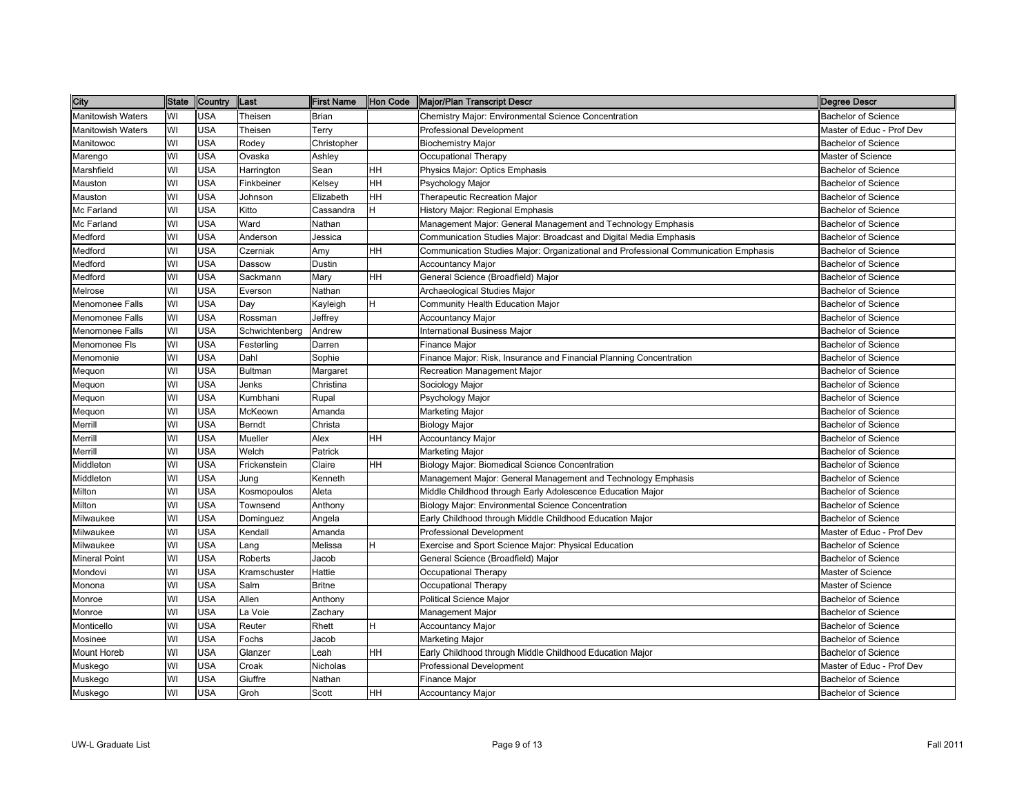| City | State | Country | Last | First Name | Hon Code | Major/Plan Transcript Descr | Degree Descr |
|---|---|---|---|---|---|---|---|
| Manitowish Waters | WI | USA | Theisen | Brian | | Chemistry Major: Environmental Science Concentration | Bachelor of Science |
| Manitowish Waters | WI | USA | Theisen | Terry | | Professional Development | Master of Educ - Prof Dev |
| Manitowoc | WI | USA | Rodey | Christopher | | Biochemistry Major | Bachelor of Science |
| Marengo | WI | USA | Ovaska | Ashley | | Occupational Therapy | Master of Science |
| Marshfield | WI | USA | Harrington | Sean | HH | Physics Major: Optics Emphasis | Bachelor of Science |
| Mauston | WI | USA | Finkbeiner | Kelsey | HH | Psychology Major | Bachelor of Science |
| Mauston | WI | USA | Johnson | Elizabeth | HH | Therapeutic Recreation Major | Bachelor of Science |
| Mc Farland | WI | USA | Kitto | Cassandra | H | History Major: Regional Emphasis | Bachelor of Science |
| Mc Farland | WI | USA | Ward | Nathan | | Management Major: General Management and Technology Emphasis | Bachelor of Science |
| Medford | WI | USA | Anderson | Jessica | | Communication Studies Major: Broadcast and Digital Media Emphasis | Bachelor of Science |
| Medford | WI | USA | Czerniak | Amy | HH | Communication Studies Major: Organizational and Professional Communication Emphasis | Bachelor of Science |
| Medford | WI | USA | Dassow | Dustin | | Accountancy Major | Bachelor of Science |
| Medford | WI | USA | Sackmann | Mary | HH | General Science (Broadfield) Major | Bachelor of Science |
| Melrose | WI | USA | Everson | Nathan | | Archaeological Studies Major | Bachelor of Science |
| Menomonee Falls | WI | USA | Day | Kayleigh | H | Community Health Education Major | Bachelor of Science |
| Menomonee Falls | WI | USA | Rossman | Jeffrey | | Accountancy Major | Bachelor of Science |
| Menomonee Falls | WI | USA | Schwichtenberg | Andrew | | International Business Major | Bachelor of Science |
| Menomonee Fls | WI | USA | Festerling | Darren | | Finance Major | Bachelor of Science |
| Menomonie | WI | USA | Dahl | Sophie | | Finance Major: Risk, Insurance and Financial Planning Concentration | Bachelor of Science |
| Mequon | WI | USA | Bultman | Margaret | | Recreation Management Major | Bachelor of Science |
| Mequon | WI | USA | Jenks | Christina | | Sociology Major | Bachelor of Science |
| Mequon | WI | USA | Kumbhani | Rupal | | Psychology Major | Bachelor of Science |
| Mequon | WI | USA | McKeown | Amanda | | Marketing Major | Bachelor of Science |
| Merrill | WI | USA | Berndt | Christa | | Biology Major | Bachelor of Science |
| Merrill | WI | USA | Mueller | Alex | HH | Accountancy Major | Bachelor of Science |
| Merrill | WI | USA | Welch | Patrick | | Marketing Major | Bachelor of Science |
| Middleton | WI | USA | Frickenstein | Claire | HH | Biology Major: Biomedical Science Concentration | Bachelor of Science |
| Middleton | WI | USA | Jung | Kenneth | | Management Major: General Management and Technology Emphasis | Bachelor of Science |
| Milton | WI | USA | Kosmopoulos | Aleta | | Middle Childhood through Early Adolescence Education Major | Bachelor of Science |
| Milton | WI | USA | Townsend | Anthony | | Biology Major: Environmental Science Concentration | Bachelor of Science |
| Milwaukee | WI | USA | Dominguez | Angela | | Early Childhood through Middle Childhood Education Major | Bachelor of Science |
| Milwaukee | WI | USA | Kendall | Amanda | | Professional Development | Master of Educ - Prof Dev |
| Milwaukee | WI | USA | Lang | Melissa | H | Exercise and Sport Science Major: Physical Education | Bachelor of Science |
| Mineral Point | WI | USA | Roberts | Jacob | | General Science (Broadfield) Major | Bachelor of Science |
| Mondovi | WI | USA | Kramschuster | Hattie | | Occupational Therapy | Master of Science |
| Monona | WI | USA | Salm | Britne | | Occupational Therapy | Master of Science |
| Monroe | WI | USA | Allen | Anthony | | Political Science Major | Bachelor of Science |
| Monroe | WI | USA | La Voie | Zachary | | Management Major | Bachelor of Science |
| Monticello | WI | USA | Reuter | Rhett | H | Accountancy Major | Bachelor of Science |
| Mosinee | WI | USA | Fochs | Jacob | | Marketing Major | Bachelor of Science |
| Mount Horeb | WI | USA | Glanzer | Leah | HH | Early Childhood through Middle Childhood Education Major | Bachelor of Science |
| Muskego | WI | USA | Croak | Nicholas | | Professional Development | Master of Educ - Prof Dev |
| Muskego | WI | USA | Giuffre | Nathan | | Finance Major | Bachelor of Science |
| Muskego | WI | USA | Groh | Scott | HH | Accountancy Major | Bachelor of Science |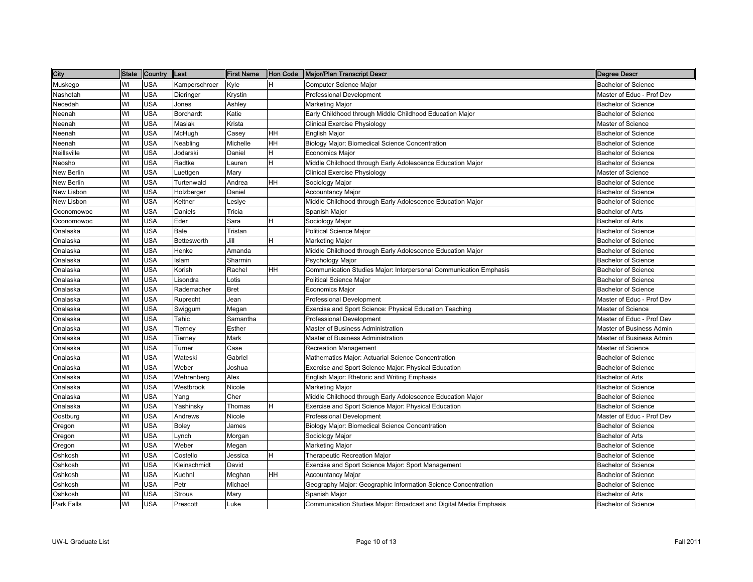| City | State | Country | Last | First Name | Hon Code | Major/Plan Transcript Descr | Degree Descr |
|---|---|---|---|---|---|---|---|
| Muskego | WI | USA | Kamperschroer | Kyle | H | Computer Science Major | Bachelor of Science |
| Nashotah | WI | USA | Dieringer | Krystin | | Professional Development | Master of Educ - Prof Dev |
| Necedah | WI | USA | Jones | Ashley | | Marketing Major | Bachelor of Science |
| Neenah | WI | USA | Borchardt | Katie | | Early Childhood through Middle Childhood Education Major | Bachelor of Science |
| Neenah | WI | USA | Masiak | Krista | | Clinical Exercise Physiology | Master of Science |
| Neenah | WI | USA | McHugh | Casey | HH | English Major | Bachelor of Science |
| Neenah | WI | USA | Neabling | Michelle | HH | Biology Major: Biomedical Science Concentration | Bachelor of Science |
| Neillsville | WI | USA | Jodarski | Daniel | H | Economics Major | Bachelor of Science |
| Neosho | WI | USA | Radtke | Lauren | H | Middle Childhood through Early Adolescence Education Major | Bachelor of Science |
| New Berlin | WI | USA | Luettgen | Mary | | Clinical Exercise Physiology | Master of Science |
| New Berlin | WI | USA | Turtenwald | Andrea | HH | Sociology Major | Bachelor of Science |
| New Lisbon | WI | USA | Holzberger | Daniel | | Accountancy Major | Bachelor of Science |
| New Lisbon | WI | USA | Keltner | Leslye | | Middle Childhood through Early Adolescence Education Major | Bachelor of Science |
| Oconomowoc | WI | USA | Daniels | Tricia | | Spanish Major | Bachelor of Arts |
| Oconomowoc | WI | USA | Eder | Sara | H | Sociology Major | Bachelor of Arts |
| Onalaska | WI | USA | Bale | Tristan | | Political Science Major | Bachelor of Science |
| Onalaska | WI | USA | Bettesworth | Jill | H | Marketing Major | Bachelor of Science |
| Onalaska | WI | USA | Henke | Amanda | | Middle Childhood through Early Adolescence Education Major | Bachelor of Science |
| Onalaska | WI | USA | Islam | Sharmin | | Psychology Major | Bachelor of Science |
| Onalaska | WI | USA | Korish | Rachel | HH | Communication Studies Major: Interpersonal Communication Emphasis | Bachelor of Science |
| Onalaska | WI | USA | Lisondra | Lotis | | Political Science Major | Bachelor of Science |
| Onalaska | WI | USA | Rademacher | Bret | | Economics Major | Bachelor of Science |
| Onalaska | WI | USA | Ruprecht | Jean | | Professional Development | Master of Educ - Prof Dev |
| Onalaska | WI | USA | Swiggum | Megan | | Exercise and Sport Science: Physical Education Teaching | Master of Science |
| Onalaska | WI | USA | Tahic | Samantha | | Professional Development | Master of Educ - Prof Dev |
| Onalaska | WI | USA | Tierney | Esther | | Master of Business Administration | Master of Business Admin |
| Onalaska | WI | USA | Tierney | Mark | | Master of Business Administration | Master of Business Admin |
| Onalaska | WI | USA | Turner | Case | | Recreation Management | Master of Science |
| Onalaska | WI | USA | Wateski | Gabriel | | Mathematics Major: Actuarial Science Concentration | Bachelor of Science |
| Onalaska | WI | USA | Weber | Joshua | | Exercise and Sport Science Major: Physical Education | Bachelor of Science |
| Onalaska | WI | USA | Wehrenberg | Alex | | English Major: Rhetoric and Writing Emphasis | Bachelor of Arts |
| Onalaska | WI | USA | Westbrook | Nicole | | Marketing Major | Bachelor of Science |
| Onalaska | WI | USA | Yang | Cher | | Middle Childhood through Early Adolescence Education Major | Bachelor of Science |
| Onalaska | WI | USA | Yashinsky | Thomas | H | Exercise and Sport Science Major: Physical Education | Bachelor of Science |
| Oostburg | WI | USA | Andrews | Nicole | | Professional Development | Master of Educ - Prof Dev |
| Oregon | WI | USA | Boley | James | | Biology Major: Biomedical Science Concentration | Bachelor of Science |
| Oregon | WI | USA | Lynch | Morgan | | Sociology Major | Bachelor of Arts |
| Oregon | WI | USA | Weber | Megan | | Marketing Major | Bachelor of Science |
| Oshkosh | WI | USA | Costello | Jessica | H | Therapeutic Recreation Major | Bachelor of Science |
| Oshkosh | WI | USA | Kleinschmidt | David | | Exercise and Sport Science Major: Sport Management | Bachelor of Science |
| Oshkosh | WI | USA | Kuehnl | Meghan | HH | Accountancy Major | Bachelor of Science |
| Oshkosh | WI | USA | Petr | Michael | | Geography Major: Geographic Information Science Concentration | Bachelor of Science |
| Oshkosh | WI | USA | Strous | Mary | | Spanish Major | Bachelor of Arts |
| Park Falls | WI | USA | Prescott | Luke | | Communication Studies Major: Broadcast and Digital Media Emphasis | Bachelor of Science |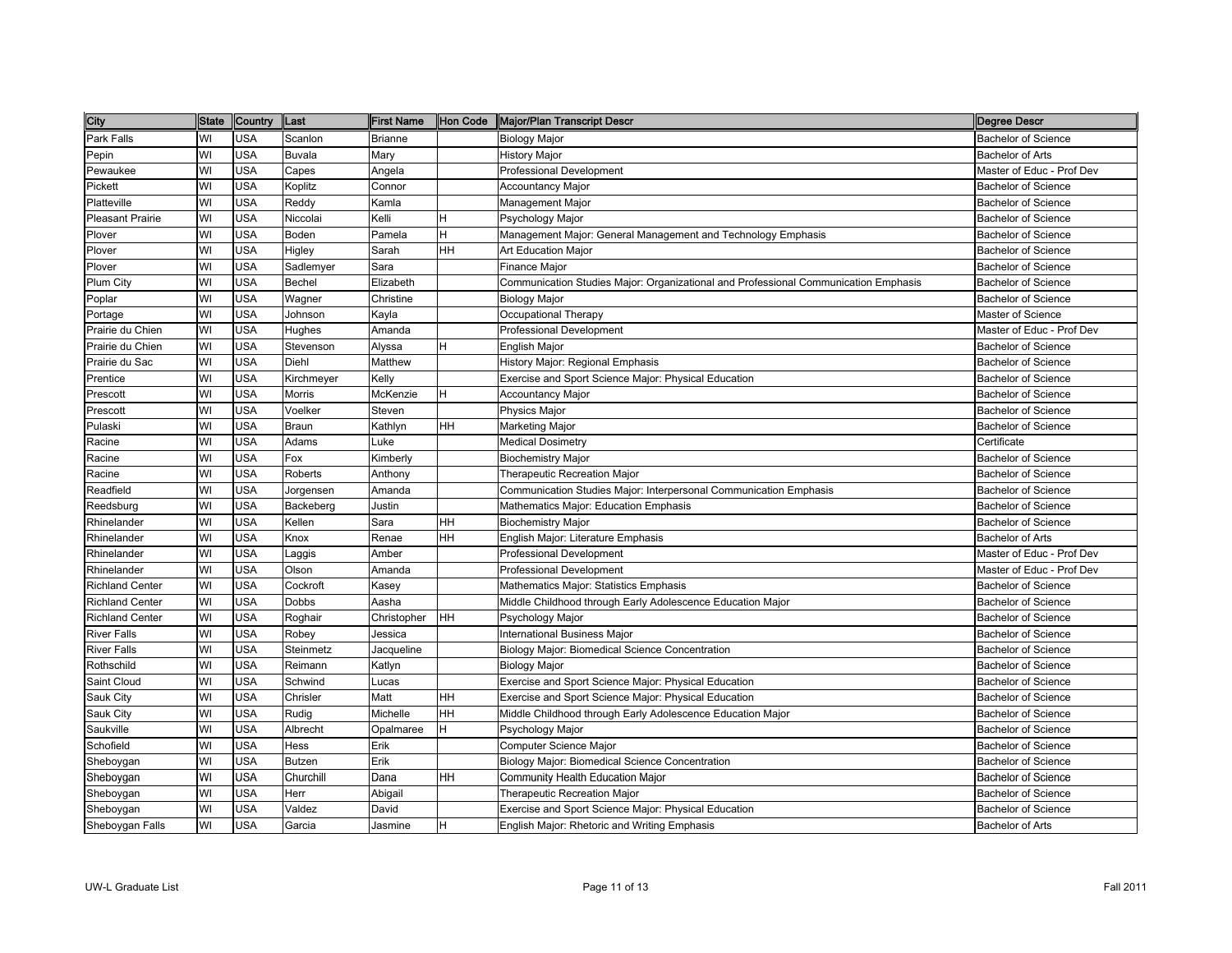| City | State | Country | Last | First Name | Hon Code | Major/Plan Transcript Descr | Degree Descr |
|---|---|---|---|---|---|---|---|
| Park Falls | WI | USA | Scanlon | Brianne | | Biology Major | Bachelor of Science |
| Pepin | WI | USA | Buvala | Mary | | History Major | Bachelor of Arts |
| Pewaukee | WI | USA | Capes | Angela | | Professional Development | Master of Educ - Prof Dev |
| Pickett | WI | USA | Koplitz | Connor | | Accountancy Major | Bachelor of Science |
| Platteville | WI | USA | Reddy | Kamla | | Management Major | Bachelor of Science |
| Pleasant Prairie | WI | USA | Niccolai | Kelli | H | Psychology Major | Bachelor of Science |
| Plover | WI | USA | Boden | Pamela | H | Management Major: General Management and Technology Emphasis | Bachelor of Science |
| Plover | WI | USA | Higley | Sarah | HH | Art Education Major | Bachelor of Science |
| Plover | WI | USA | Sadlemyer | Sara | | Finance Major | Bachelor of Science |
| Plum City | WI | USA | Bechel | Elizabeth | | Communication Studies Major: Organizational and Professional Communication Emphasis | Bachelor of Science |
| Poplar | WI | USA | Wagner | Christine | | Biology Major | Bachelor of Science |
| Portage | WI | USA | Johnson | Kayla | | Occupational Therapy | Master of Science |
| Prairie du Chien | WI | USA | Hughes | Amanda | | Professional Development | Master of Educ - Prof Dev |
| Prairie du Chien | WI | USA | Stevenson | Alyssa | H | English Major | Bachelor of Science |
| Prairie du Sac | WI | USA | Diehl | Matthew | | History Major: Regional Emphasis | Bachelor of Science |
| Prentice | WI | USA | Kirchmeyer | Kelly | | Exercise and Sport Science Major: Physical Education | Bachelor of Science |
| Prescott | WI | USA | Morris | McKenzie | H | Accountancy Major | Bachelor of Science |
| Prescott | WI | USA | Voelker | Steven | | Physics Major | Bachelor of Science |
| Pulaski | WI | USA | Braun | Kathlyn | HH | Marketing Major | Bachelor of Science |
| Racine | WI | USA | Adams | Luke | | Medical Dosimetry | Certificate |
| Racine | WI | USA | Fox | Kimberly | | Biochemistry Major | Bachelor of Science |
| Racine | WI | USA | Roberts | Anthony | | Therapeutic Recreation Major | Bachelor of Science |
| Readfield | WI | USA | Jorgensen | Amanda | | Communication Studies Major: Interpersonal Communication Emphasis | Bachelor of Science |
| Reedsburg | WI | USA | Backeberg | Justin | | Mathematics Major: Education Emphasis | Bachelor of Science |
| Rhinelander | WI | USA | Kellen | Sara | HH | Biochemistry Major | Bachelor of Science |
| Rhinelander | WI | USA | Knox | Renae | HH | English Major: Literature Emphasis | Bachelor of Arts |
| Rhinelander | WI | USA | Laggis | Amber | | Professional Development | Master of Educ - Prof Dev |
| Rhinelander | WI | USA | Olson | Amanda | | Professional Development | Master of Educ - Prof Dev |
| Richland Center | WI | USA | Cockroft | Kasey | | Mathematics Major: Statistics Emphasis | Bachelor of Science |
| Richland Center | WI | USA | Dobbs | Aasha | | Middle Childhood through Early Adolescence Education Major | Bachelor of Science |
| Richland Center | WI | USA | Roghair | Christopher | HH | Psychology Major | Bachelor of Science |
| River Falls | WI | USA | Robey | Jessica | | International Business Major | Bachelor of Science |
| River Falls | WI | USA | Steinmetz | Jacqueline | | Biology Major: Biomedical Science Concentration | Bachelor of Science |
| Rothschild | WI | USA | Reimann | Katlyn | | Biology Major | Bachelor of Science |
| Saint Cloud | WI | USA | Schwind | Lucas | | Exercise and Sport Science Major: Physical Education | Bachelor of Science |
| Sauk City | WI | USA | Chrisler | Matt | HH | Exercise and Sport Science Major: Physical Education | Bachelor of Science |
| Sauk City | WI | USA | Rudig | Michelle | HH | Middle Childhood through Early Adolescence Education Major | Bachelor of Science |
| Saukville | WI | USA | Albrecht | Opalmaree | H | Psychology Major | Bachelor of Science |
| Schofield | WI | USA | Hess | Erik | | Computer Science Major | Bachelor of Science |
| Sheboygan | WI | USA | Butzen | Erik | | Biology Major: Biomedical Science Concentration | Bachelor of Science |
| Sheboygan | WI | USA | Churchill | Dana | HH | Community Health Education Major | Bachelor of Science |
| Sheboygan | WI | USA | Herr | Abigail | | Therapeutic Recreation Major | Bachelor of Science |
| Sheboygan | WI | USA | Valdez | David | | Exercise and Sport Science Major: Physical Education | Bachelor of Science |
| Sheboygan Falls | WI | USA | Garcia | Jasmine | H | English Major: Rhetoric and Writing Emphasis | Bachelor of Arts |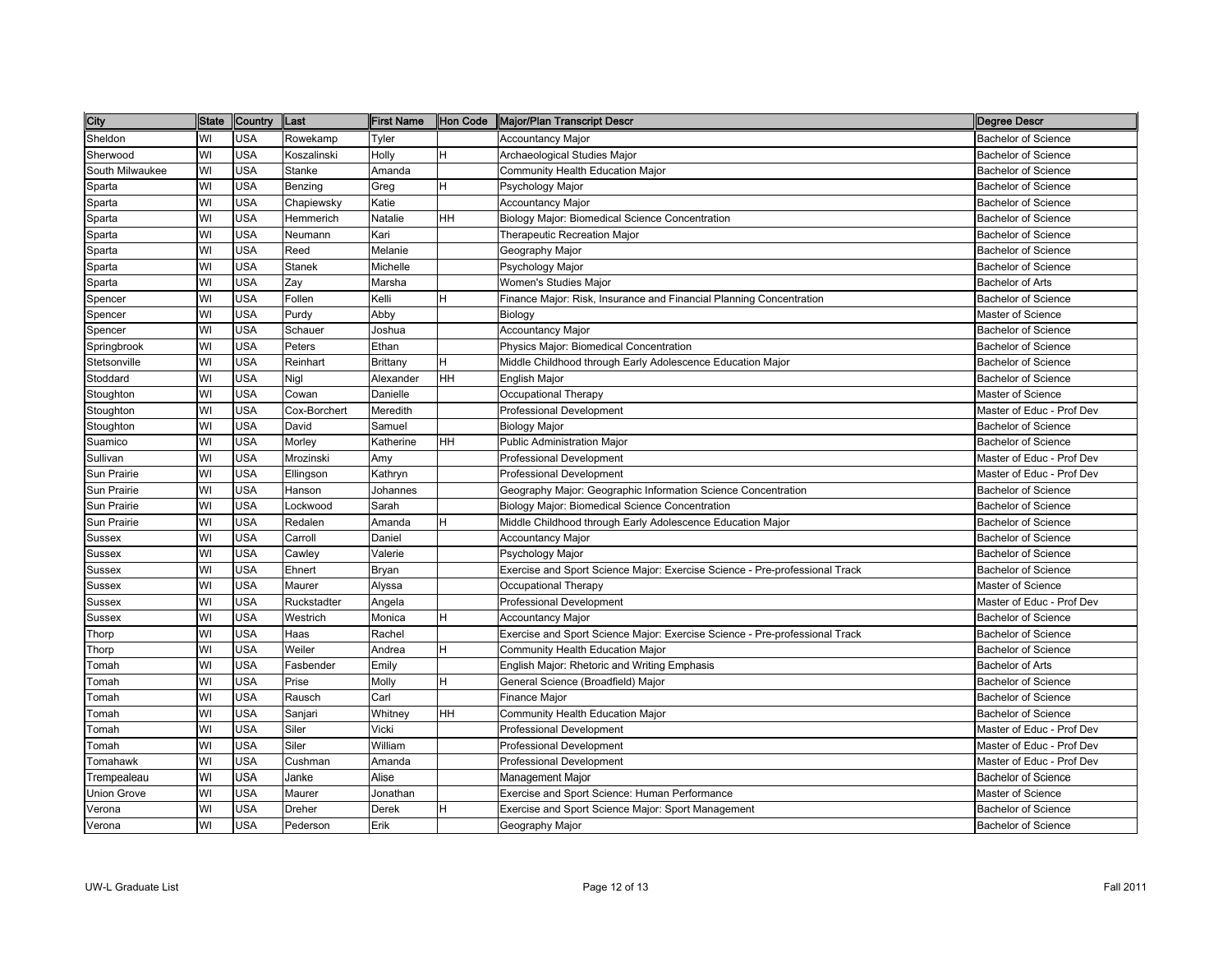| City | State | Country | Last | First Name | Hon Code | Major/Plan Transcript Descr | Degree Descr |
|---|---|---|---|---|---|---|---|
| Sheldon | WI | USA | Rowekamp | Tyler | | Accountancy Major | Bachelor of Science |
| Sherwood | WI | USA | Koszalinski | Holly | H | Archaeological Studies Major | Bachelor of Science |
| South Milwaukee | WI | USA | Stanke | Amanda | | Community Health Education Major | Bachelor of Science |
| Sparta | WI | USA | Benzing | Greg | H | Psychology Major | Bachelor of Science |
| Sparta | WI | USA | Chapiewsky | Katie | | Accountancy Major | Bachelor of Science |
| Sparta | WI | USA | Hemmerich | Natalie | HH | Biology Major: Biomedical Science Concentration | Bachelor of Science |
| Sparta | WI | USA | Neumann | Kari | | Therapeutic Recreation Major | Bachelor of Science |
| Sparta | WI | USA | Reed | Melanie | | Geography Major | Bachelor of Science |
| Sparta | WI | USA | Stanek | Michelle | | Psychology Major | Bachelor of Science |
| Sparta | WI | USA | Zay | Marsha | | Women's Studies Major | Bachelor of Arts |
| Spencer | WI | USA | Follen | Kelli | H | Finance Major: Risk, Insurance and Financial Planning Concentration | Bachelor of Science |
| Spencer | WI | USA | Purdy | Abby | | Biology | Master of Science |
| Spencer | WI | USA | Schauer | Joshua | | Accountancy Major | Bachelor of Science |
| Springbrook | WI | USA | Peters | Ethan | | Physics Major: Biomedical Concentration | Bachelor of Science |
| Stetsonville | WI | USA | Reinhart | Brittany | H | Middle Childhood through Early Adolescence Education Major | Bachelor of Science |
| Stoddard | WI | USA | Nigl | Alexander | HH | English Major | Bachelor of Science |
| Stoughton | WI | USA | Cowan | Danielle | | Occupational Therapy | Master of Science |
| Stoughton | WI | USA | Cox-Borchert | Meredith | | Professional Development | Master of Educ - Prof Dev |
| Stoughton | WI | USA | David | Samuel | | Biology Major | Bachelor of Science |
| Suamico | WI | USA | Morley | Katherine | HH | Public Administration Major | Bachelor of Science |
| Sullivan | WI | USA | Mrozinski | Amy | | Professional Development | Master of Educ - Prof Dev |
| Sun Prairie | WI | USA | Ellingson | Kathryn | | Professional Development | Master of Educ - Prof Dev |
| Sun Prairie | WI | USA | Hanson | Johannes | | Geography Major: Geographic Information Science Concentration | Bachelor of Science |
| Sun Prairie | WI | USA | Lockwood | Sarah | | Biology Major: Biomedical Science Concentration | Bachelor of Science |
| Sun Prairie | WI | USA | Redalen | Amanda | H | Middle Childhood through Early Adolescence Education Major | Bachelor of Science |
| Sussex | WI | USA | Carroll | Daniel | | Accountancy Major | Bachelor of Science |
| Sussex | WI | USA | Cawley | Valerie | | Psychology Major | Bachelor of Science |
| Sussex | WI | USA | Ehnert | Bryan | | Exercise and Sport Science Major: Exercise Science - Pre-professional Track | Bachelor of Science |
| Sussex | WI | USA | Maurer | Alyssa | | Occupational Therapy | Master of Science |
| Sussex | WI | USA | Ruckstadter | Angela | | Professional Development | Master of Educ - Prof Dev |
| Sussex | WI | USA | Westrich | Monica | H | Accountancy Major | Bachelor of Science |
| Thorp | WI | USA | Haas | Rachel | | Exercise and Sport Science Major: Exercise Science - Pre-professional Track | Bachelor of Science |
| Thorp | WI | USA | Weiler | Andrea | H | Community Health Education Major | Bachelor of Science |
| Tomah | WI | USA | Fasbender | Emily | | English Major: Rhetoric and Writing Emphasis | Bachelor of Arts |
| Tomah | WI | USA | Prise | Molly | H | General Science (Broadfield) Major | Bachelor of Science |
| Tomah | WI | USA | Rausch | Carl | | Finance Major | Bachelor of Science |
| Tomah | WI | USA | Sanjari | Whitney | HH | Community Health Education Major | Bachelor of Science |
| Tomah | WI | USA | Siler | Vicki | | Professional Development | Master of Educ - Prof Dev |
| Tomah | WI | USA | Siler | William | | Professional Development | Master of Educ - Prof Dev |
| Tomahawk | WI | USA | Cushman | Amanda | | Professional Development | Master of Educ - Prof Dev |
| Trempealeau | WI | USA | Janke | Alise | | Management Major | Bachelor of Science |
| Union Grove | WI | USA | Maurer | Jonathan | | Exercise and Sport Science: Human Performance | Master of Science |
| Verona | WI | USA | Dreher | Derek | H | Exercise and Sport Science Major: Sport Management | Bachelor of Science |
| Verona | WI | USA | Pederson | Erik | | Geography Major | Bachelor of Science |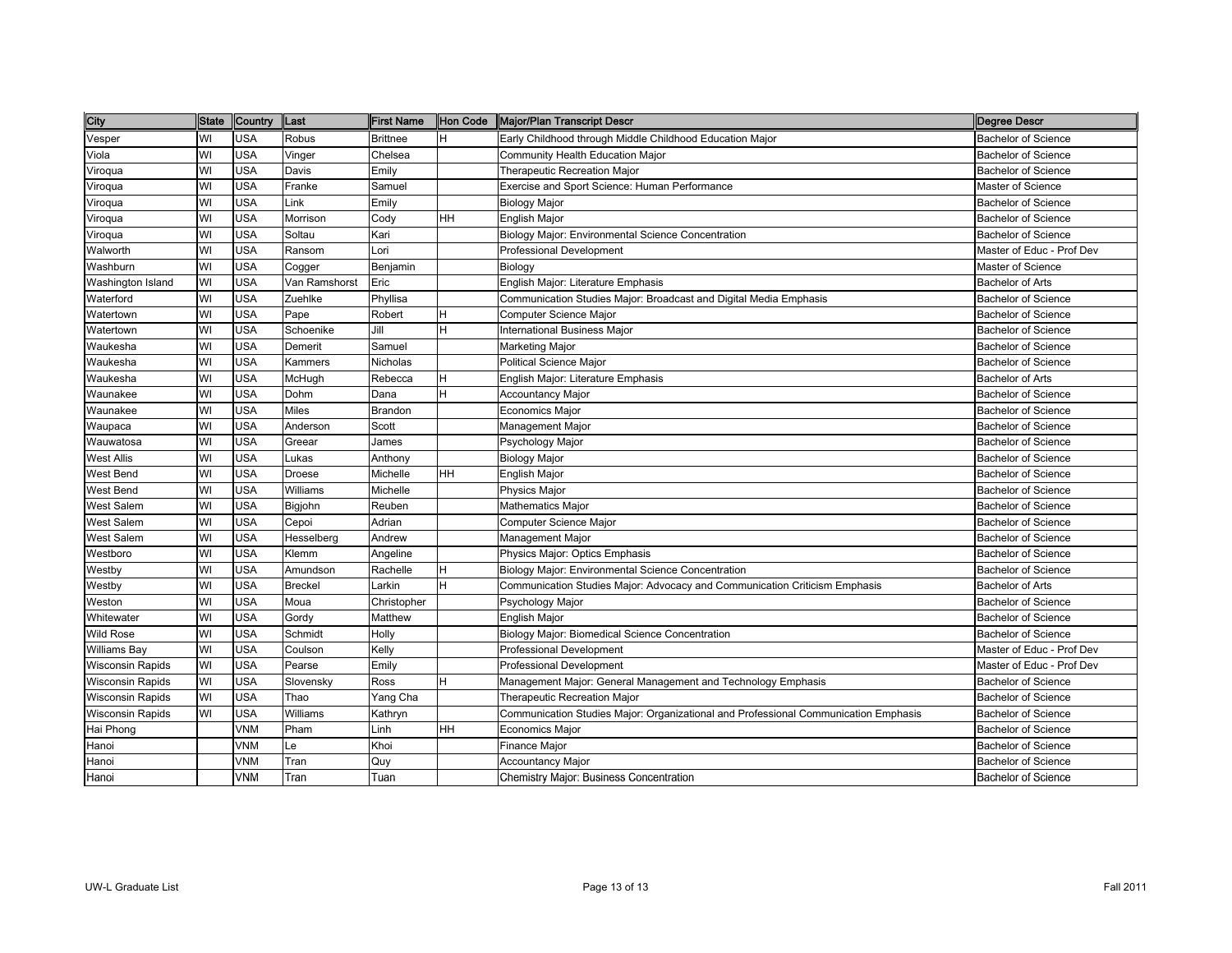| City | State | Country | Last | First Name | Hon Code | Major/Plan Transcript Descr | Degree Descr |
|---|---|---|---|---|---|---|---|
| Vesper | WI | USA | Robus | Brittnee | H | Early Childhood through Middle Childhood Education Major | Bachelor of Science |
| Viola | WI | USA | Vinger | Chelsea | | Community Health Education Major | Bachelor of Science |
| Viroqua | WI | USA | Davis | Emily | | Therapeutic Recreation Major | Bachelor of Science |
| Viroqua | WI | USA | Franke | Samuel | | Exercise and Sport Science: Human Performance | Master of Science |
| Viroqua | WI | USA | Link | Emily | | Biology Major | Bachelor of Science |
| Viroqua | WI | USA | Morrison | Cody | HH | English Major | Bachelor of Science |
| Viroqua | WI | USA | Soltau | Kari | | Biology Major: Environmental Science Concentration | Bachelor of Science |
| Walworth | WI | USA | Ransom | Lori | | Professional Development | Master of Educ - Prof Dev |
| Washburn | WI | USA | Cogger | Benjamin | | Biology | Master of Science |
| Washington Island | WI | USA | Van Ramshorst | Eric | | English Major: Literature Emphasis | Bachelor of Arts |
| Waterford | WI | USA | Zuehlke | Phyllisa | | Communication Studies Major: Broadcast and Digital Media Emphasis | Bachelor of Science |
| Watertown | WI | USA | Pape | Robert | H | Computer Science Major | Bachelor of Science |
| Watertown | WI | USA | Schoenike | Jill | H | International Business Major | Bachelor of Science |
| Waukesha | WI | USA | Demerit | Samuel | | Marketing Major | Bachelor of Science |
| Waukesha | WI | USA | Kammers | Nicholas | | Political Science Major | Bachelor of Science |
| Waukesha | WI | USA | McHugh | Rebecca | H | English Major: Literature Emphasis | Bachelor of Arts |
| Waunakee | WI | USA | Dohm | Dana | H | Accountancy Major | Bachelor of Science |
| Waunakee | WI | USA | Miles | Brandon | | Economics Major | Bachelor of Science |
| Waupaca | WI | USA | Anderson | Scott | | Management Major | Bachelor of Science |
| Wauwatosa | WI | USA | Greear | James | | Psychology Major | Bachelor of Science |
| West Allis | WI | USA | Lukas | Anthony | | Biology Major | Bachelor of Science |
| West Bend | WI | USA | Droese | Michelle | HH | English Major | Bachelor of Science |
| West Bend | WI | USA | Williams | Michelle | | Physics Major | Bachelor of Science |
| West Salem | WI | USA | Bigjohn | Reuben | | Mathematics Major | Bachelor of Science |
| West Salem | WI | USA | Cepoi | Adrian | | Computer Science Major | Bachelor of Science |
| West Salem | WI | USA | Hesselberg | Andrew | | Management Major | Bachelor of Science |
| Westboro | WI | USA | Klemm | Angeline | | Physics Major: Optics Emphasis | Bachelor of Science |
| Westby | WI | USA | Amundson | Rachelle | H | Biology Major: Environmental Science Concentration | Bachelor of Science |
| Westby | WI | USA | Breckel | Larkin | H | Communication Studies Major: Advocacy and Communication Criticism Emphasis | Bachelor of Arts |
| Weston | WI | USA | Moua | Christopher | | Psychology Major | Bachelor of Science |
| Whitewater | WI | USA | Gordy | Matthew | | English Major | Bachelor of Science |
| Wild Rose | WI | USA | Schmidt | Holly | | Biology Major: Biomedical Science Concentration | Bachelor of Science |
| Williams Bay | WI | USA | Coulson | Kelly | | Professional Development | Master of Educ - Prof Dev |
| Wisconsin Rapids | WI | USA | Pearse | Emily | | Professional Development | Master of Educ - Prof Dev |
| Wisconsin Rapids | WI | USA | Slovensky | Ross | H | Management Major: General Management and Technology Emphasis | Bachelor of Science |
| Wisconsin Rapids | WI | USA | Thao | Yang Cha | | Therapeutic Recreation Major | Bachelor of Science |
| Wisconsin Rapids | WI | USA | Williams | Kathryn | | Communication Studies Major: Organizational and Professional Communication Emphasis | Bachelor of Science |
| Hai Phong | | VNM | Pham | Linh | HH | Economics Major | Bachelor of Science |
| Hanoi | | VNM | Le | Khoi | | Finance Major | Bachelor of Science |
| Hanoi | | VNM | Tran | Quy | | Accountancy Major | Bachelor of Science |
| Hanoi | | VNM | Tran | Tuan | | Chemistry Major: Business Concentration | Bachelor of Science |